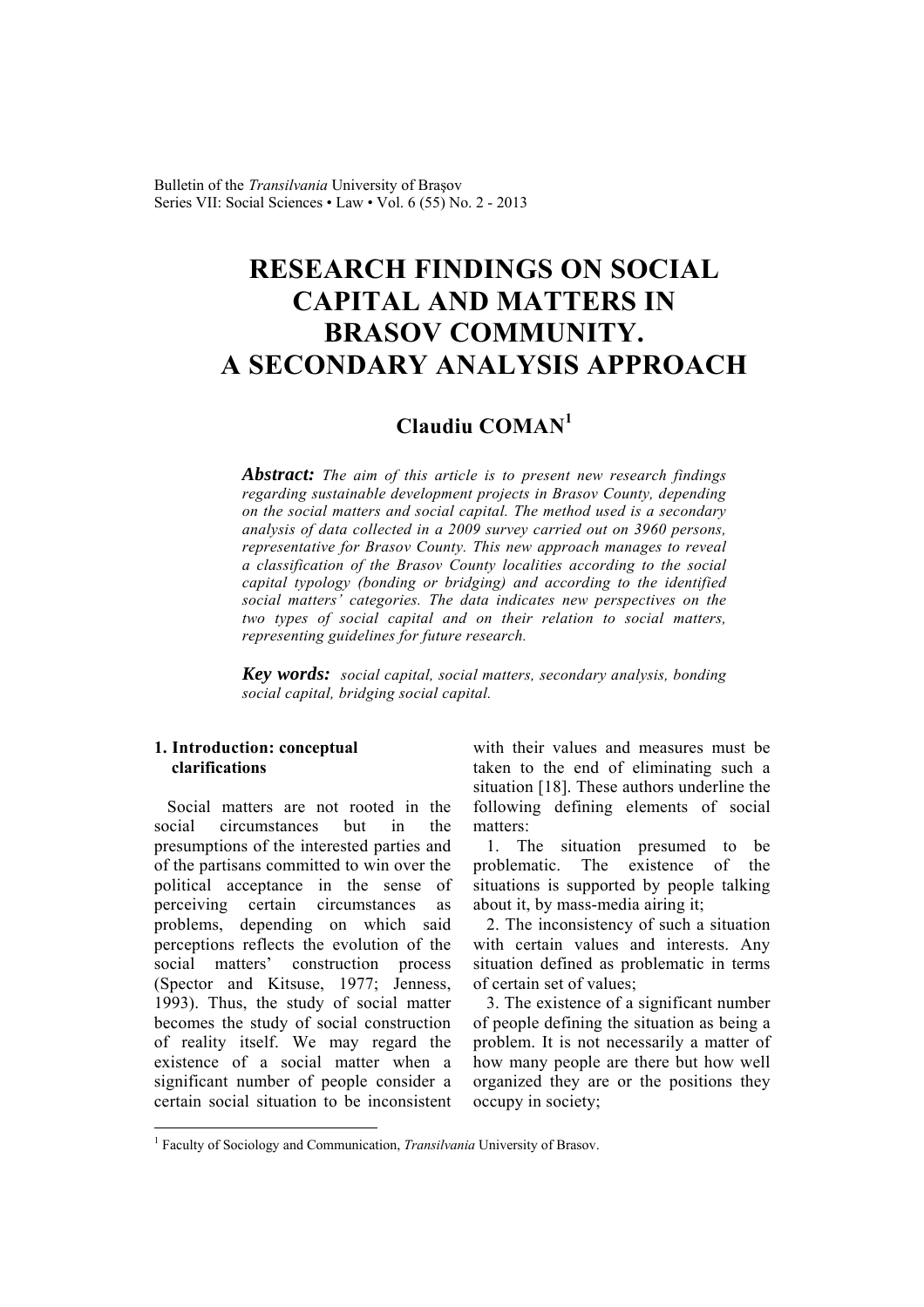# RESEARCH FINDINGS ON SOCIAL CAPITAL AND MATTERS IN BRASOV COMMUNITY. A SECONDARY ANALYSIS APPROACH

**Claudiu COMAN**[1]

***Abstract:*** *The aim of this article is to present new research findings regarding sustainable development projects in Brasov County, depending on the social matters and social capital. The method used is a secondary analysis of data collected in a 2009 survey carried out on 3960 persons, representative for Brasov County. This new approach manages to reveal a classification of the Brasov County localities according to the social capital typology (bonding or bridging) and according to the identified social matters' categories. The data indicates new perspectives on the two types of social capital and on their relation to social matters, representing guidelines for future research.*

***Key words:*** *social capital, social matters, secondary analysis, bonding social capital, bridging social capital.*

## 1. Introduction: conceptual clarifications

Social matters are not rooted in the social circumstances but in the presumptions of the interested parties and of the partisans committed to win over the political acceptance in the sense of perceiving certain circumstances as problems, depending on which said perceptions reflects the evolution of the social matters' construction process (Spector and Kitsuse, 1977; Jenness, 1993). Thus, the study of social matter becomes the study of social construction of reality itself. We may regard the existence of a social matter when a significant number of people consider a certain social situation to be inconsistent with their values and measures must be taken to the end of eliminating such a situation [18]. These authors underline the following defining elements of social matters:

1. The situation presumed to be problematic. The existence of the situations is supported by people talking about it, by mass-media airing it;
2. The inconsistency of such a situation with certain values and interests. Any situation defined as problematic in terms of certain set of values;
3. The existence of a significant number of people defining the situation as being a problem. It is not necessarily a matter of how many people are there but how well organized they are or the positions they occupy in society;

[1] Faculty of Sociology and Communication, *Transilvania* University of Brasov.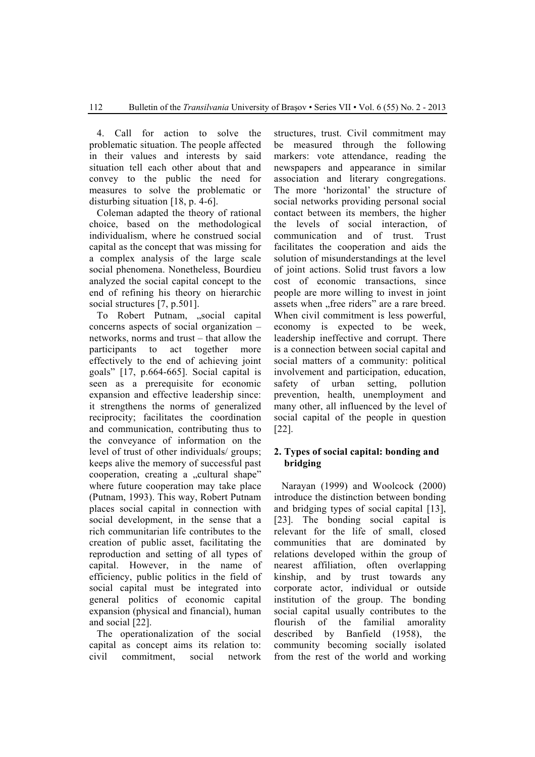4. Call for action to solve the problematic situation. The people affected in their values and interests by said situation tell each other about that and convey to the public the need for measures to solve the problematic or disturbing situation [18, p. 4-6].

Coleman adapted the theory of rational choice, based on the methodological individualism, where he construed social capital as the concept that was missing for a complex analysis of the large scale social phenomena. Nonetheless, Bourdieu analyzed the social capital concept to the end of refining his theory on hierarchic social structures [7, p.501].

To Robert Putnam, „social capital concerns aspects of social organization – networks, norms and trust – that allow the participants to act together more effectively to the end of achieving joint goals" [17, p.664-665]. Social capital is seen as a prerequisite for economic expansion and effective leadership since: it strengthens the norms of generalized reciprocity; facilitates the coordination and communication, contributing thus to the conveyance of information on the level of trust of other individuals/ groups; keeps alive the memory of successful past cooperation, creating a „cultural shape" where future cooperation may take place (Putnam, 1993). This way, Robert Putnam places social capital in connection with social development, in the sense that a rich communitarian life contributes to the creation of public asset, facilitating the reproduction and setting of all types of capital. However, in the name of efficiency, public politics in the field of social capital must be integrated into general politics of economic capital expansion (physical and financial), human and social [22].

The operationalization of the social capital as concept aims its relation to: civil commitment, social network structures, trust. Civil commitment may be measured through the following markers: vote attendance, reading the newspapers and appearance in similar association and literary congregations. The more 'horizontal' the structure of social networks providing personal social contact between its members, the higher the levels of social interaction, of communication and of trust. Trust facilitates the cooperation and aids the solution of misunderstandings at the level of joint actions. Solid trust favors a low cost of economic transactions, since people are more willing to invest in joint assets when „free riders" are a rare breed. When civil commitment is less powerful, economy is expected to be week, leadership ineffective and corrupt. There is a connection between social capital and social matters of a community: political involvement and participation, education, safety of urban setting, pollution prevention, health, unemployment and many other, all influenced by the level of social capital of the people in question [22].

## 2. Types of social capital: bonding and bridging

Narayan (1999) and Woolcock (2000) introduce the distinction between bonding and bridging types of social capital [13], [23]. The bonding social capital is relevant for the life of small, closed communities that are dominated by relations developed within the group of nearest affiliation, often overlapping kinship, and by trust towards any corporate actor, individual or outside institution of the group. The bonding social capital usually contributes to the flourish of the familial amorality described by Banfield (1958), the community becoming socially isolated from the rest of the world and working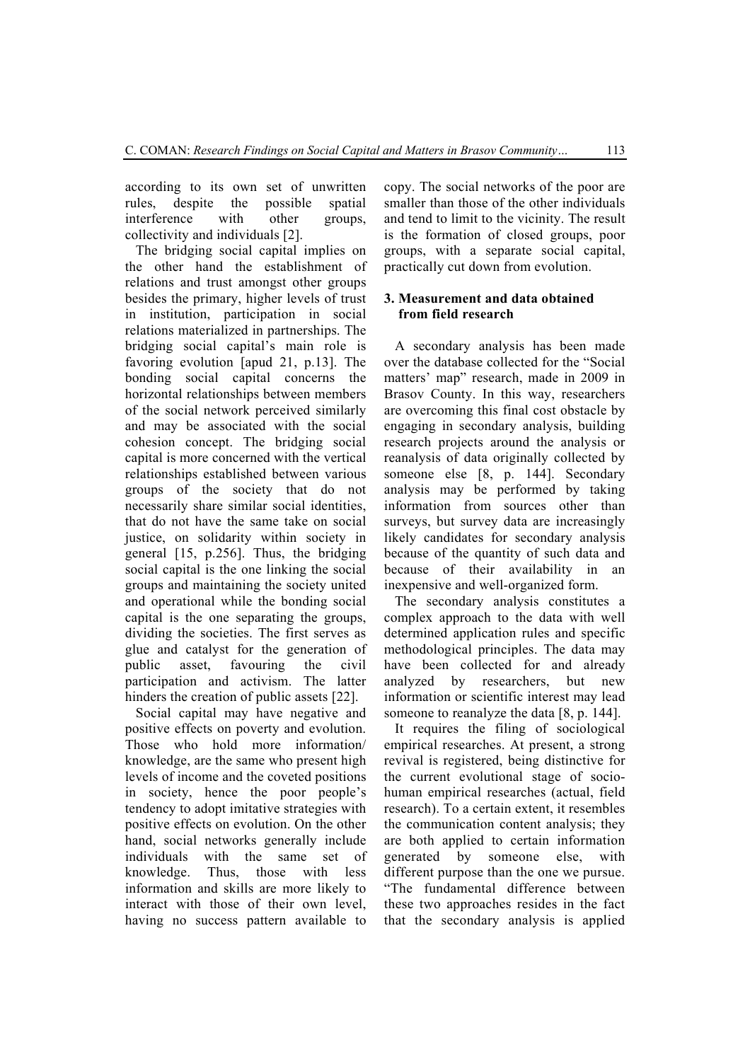according to its own set of unwritten rules, despite the possible spatial interference with other groups, collectivity and individuals [2].

The bridging social capital implies on the other hand the establishment of relations and trust amongst other groups besides the primary, higher levels of trust in institution, participation in social relations materialized in partnerships. The bridging social capital's main role is favoring evolution [apud 21, p.13]. The bonding social capital concerns the horizontal relationships between members of the social network perceived similarly and may be associated with the social cohesion concept. The bridging social capital is more concerned with the vertical relationships established between various groups of the society that do not necessarily share similar social identities, that do not have the same take on social justice, on solidarity within society in general [15, p.256]. Thus, the bridging social capital is the one linking the social groups and maintaining the society united and operational while the bonding social capital is the one separating the groups, dividing the societies. The first serves as glue and catalyst for the generation of public asset, favouring the civil participation and activism. The latter hinders the creation of public assets [22].

Social capital may have negative and positive effects on poverty and evolution. Those who hold more information/ knowledge, are the same who present high levels of income and the coveted positions in society, hence the poor people's tendency to adopt imitative strategies with positive effects on evolution. On the other hand, social networks generally include individuals with the same set of knowledge. Thus, those with less information and skills are more likely to interact with those of their own level, having no success pattern available to copy. The social networks of the poor are smaller than those of the other individuals and tend to limit to the vicinity. The result is the formation of closed groups, poor groups, with a separate social capital, practically cut down from evolution.

## 3. Measurement and data obtained from field research

A secondary analysis has been made over the database collected for the "Social matters' map" research, made in 2009 in Brasov County. In this way, researchers are overcoming this final cost obstacle by engaging in secondary analysis, building research projects around the analysis or reanalysis of data originally collected by someone else [8, p. 144]. Secondary analysis may be performed by taking information from sources other than surveys, but survey data are increasingly likely candidates for secondary analysis because of the quantity of such data and because of their availability in an inexpensive and well-organized form.

The secondary analysis constitutes a complex approach to the data with well determined application rules and specific methodological principles. The data may have been collected for and already analyzed by researchers, but new information or scientific interest may lead someone to reanalyze the data [8, p. 144].

It requires the filing of sociological empirical researches. At present, a strong revival is registered, being distinctive for the current evolutional stage of socio-human empirical researches (actual, field research). To a certain extent, it resembles the communication content analysis; they are both applied to certain information generated by someone else, with different purpose than the one we pursue. "The fundamental difference between these two approaches resides in the fact that the secondary analysis is applied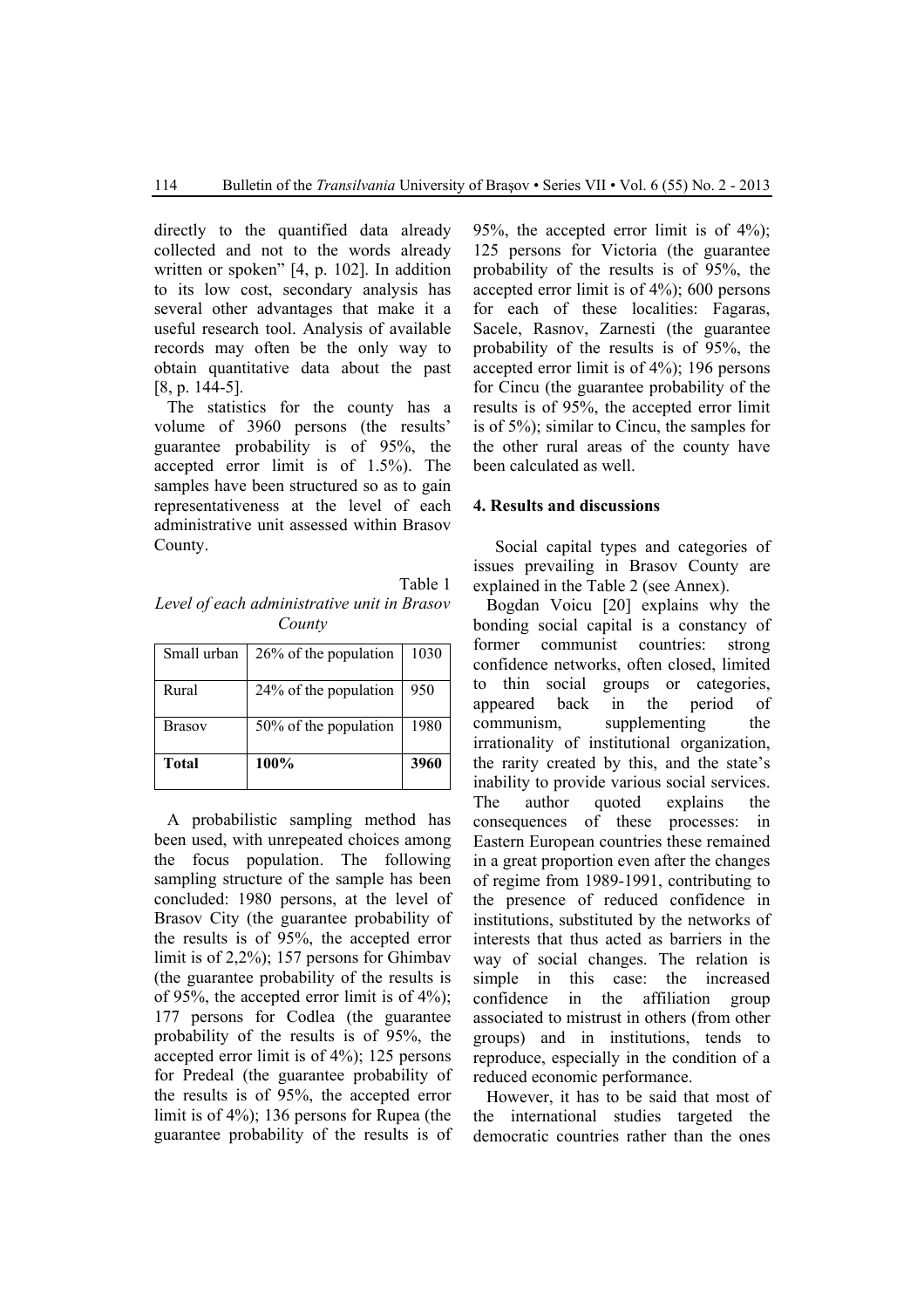directly to the quantified data already collected and not to the words already written or spoken" [4, p. 102]. In addition to its low cost, secondary analysis has several other advantages that make it a useful research tool. Analysis of available records may often be the only way to obtain quantitative data about the past [8, p. 144-5].

The statistics for the county has a volume of 3960 persons (the results' guarantee probability is of 95%, the accepted error limit is of 1.5%). The samples have been structured so as to gain representativeness at the level of each administrative unit assessed within Brasov County.

Table 1

*Level of each administrative unit in Brasov County*

| Small urban | 26% of the population | 1030 |
|---|---|---|
| Rural | 24% of the population | 950 |
| Brasov | 50% of the population | 1980 |
| **Total** | **100%** | **3960** |

A probabilistic sampling method has been used, with unrepeated choices among the focus population. The following sampling structure of the sample has been concluded: 1980 persons, at the level of Brasov City (the guarantee probability of the results is of 95%, the accepted error limit is of 2,2%); 157 persons for Ghimbav (the guarantee probability of the results is of 95%, the accepted error limit is of 4%); 177 persons for Codlea (the guarantee probability of the results is of 95%, the accepted error limit is of 4%); 125 persons for Predeal (the guarantee probability of the results is of 95%, the accepted error limit is of 4%); 136 persons for Rupea (the guarantee probability of the results is of 95%, the accepted error limit is of 4%); 125 persons for Victoria (the guarantee probability of the results is of 95%, the accepted error limit is of 4%); 600 persons for each of these localities: Fagaras, Sacele, Rasnov, Zarnesti (the guarantee probability of the results is of 95%, the accepted error limit is of 4%); 196 persons for Cincu (the guarantee probability of the results is of 95%, the accepted error limit is of 5%); similar to Cincu, the samples for the other rural areas of the county have been calculated as well.

## 4. Results and discussions

Social capital types and categories of issues prevailing in Brasov County are explained in the Table 2 (see Annex).

Bogdan Voicu [20] explains why the bonding social capital is a constancy of former communist countries: strong confidence networks, often closed, limited to thin social groups or categories, appeared back in the period of communism, supplementing the irrationality of institutional organization, the rarity created by this, and the state's inability to provide various social services. The author quoted explains the consequences of these processes: in Eastern European countries these remained in a great proportion even after the changes of regime from 1989-1991, contributing to the presence of reduced confidence in institutions, substituted by the networks of interests that thus acted as barriers in the way of social changes. The relation is simple in this case: the increased confidence in the affiliation group associated to mistrust in others (from other groups) and in institutions, tends to reproduce, especially in the condition of a reduced economic performance.

However, it has to be said that most of the international studies targeted the democratic countries rather than the ones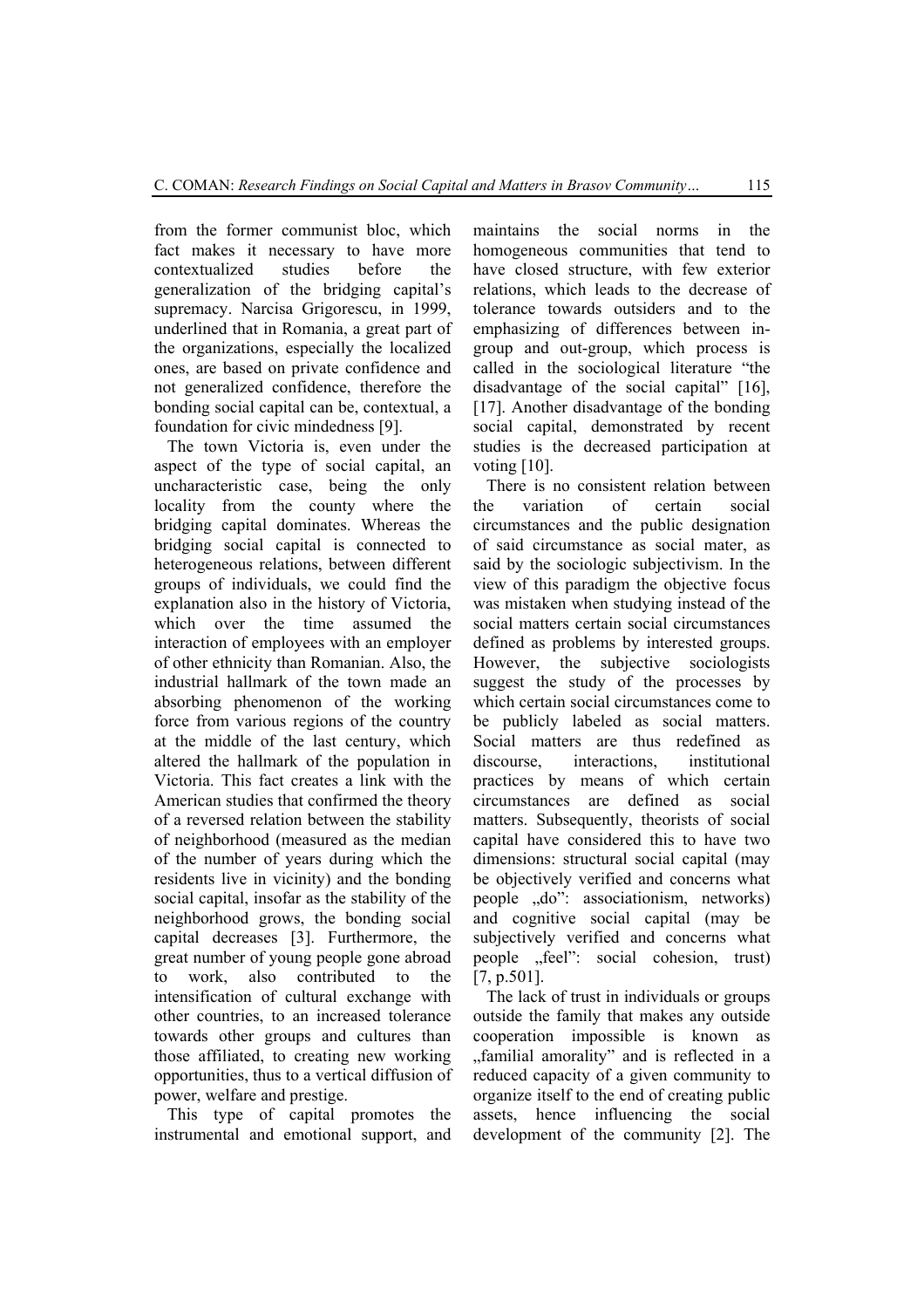from the former communist bloc, which fact makes it necessary to have more contextualized studies before the generalization of the bridging capital's supremacy. Narcisa Grigorescu, in 1999, underlined that in Romania, a great part of the organizations, especially the localized ones, are based on private confidence and not generalized confidence, therefore the bonding social capital can be, contextual, a foundation for civic mindedness [9].

The town Victoria is, even under the aspect of the type of social capital, an uncharacteristic case, being the only locality from the county where the bridging capital dominates. Whereas the bridging social capital is connected to heterogeneous relations, between different groups of individuals, we could find the explanation also in the history of Victoria, which over the time assumed the interaction of employees with an employer of other ethnicity than Romanian. Also, the industrial hallmark of the town made an absorbing phenomenon of the working force from various regions of the country at the middle of the last century, which altered the hallmark of the population in Victoria. This fact creates a link with the American studies that confirmed the theory of a reversed relation between the stability of neighborhood (measured as the median of the number of years during which the residents live in vicinity) and the bonding social capital, insofar as the stability of the neighborhood grows, the bonding social capital decreases [3]. Furthermore, the great number of young people gone abroad to work, also contributed to the intensification of cultural exchange with other countries, to an increased tolerance towards other groups and cultures than those affiliated, to creating new working opportunities, thus to a vertical diffusion of power, welfare and prestige.

This type of capital promotes the instrumental and emotional support, and maintains the social norms in the homogeneous communities that tend to have closed structure, with few exterior relations, which leads to the decrease of tolerance towards outsiders and to the emphasizing of differences between in-group and out-group, which process is called in the sociological literature "the disadvantage of the social capital" [16], [17]. Another disadvantage of the bonding social capital, demonstrated by recent studies is the decreased participation at voting [10].

There is no consistent relation between the variation of certain social circumstances and the public designation of said circumstance as social mater, as said by the sociologic subjectivism. In the view of this paradigm the objective focus was mistaken when studying instead of the social matters certain social circumstances defined as problems by interested groups. However, the subjective sociologists suggest the study of the processes by which certain social circumstances come to be publicly labeled as social matters. Social matters are thus redefined as discourse, interactions, institutional practices by means of which certain circumstances are defined as social matters. Subsequently, theorists of social capital have considered this to have two dimensions: structural social capital (may be objectively verified and concerns what people „do": associationism, networks) and cognitive social capital (may be subjectively verified and concerns what people „feel": social cohesion, trust) [7, p.501].

The lack of trust in individuals or groups outside the family that makes any outside cooperation impossible is known as „familial amorality" and is reflected in a reduced capacity of a given community to organize itself to the end of creating public assets, hence influencing the social development of the community [2]. The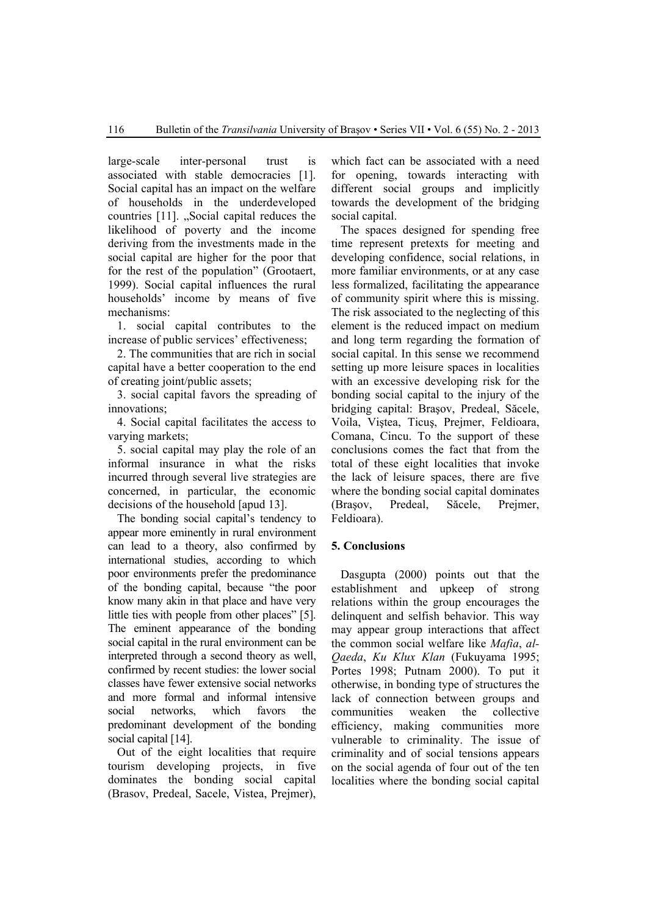large-scale inter-personal trust is associated with stable democracies [1]. Social capital has an impact on the welfare of households in the underdeveloped countries [11]. „Social capital reduces the likelihood of poverty and the income deriving from the investments made in the social capital are higher for the poor that for the rest of the population" (Grootaert, 1999). Social capital influences the rural households' income by means of five mechanisms:

1. social capital contributes to the increase of public services' effectiveness;
2. The communities that are rich in social capital have a better cooperation to the end of creating joint/public assets;
3. social capital favors the spreading of innovations;
4. Social capital facilitates the access to varying markets;
5. social capital may play the role of an informal insurance in what the risks incurred through several live strategies are concerned, in particular, the economic decisions of the household [apud 13].

The bonding social capital's tendency to appear more eminently in rural environment can lead to a theory, also confirmed by international studies, according to which poor environments prefer the predominance of the bonding capital, because "the poor know many akin in that place and have very little ties with people from other places" [5]. The eminent appearance of the bonding social capital in the rural environment can be interpreted through a second theory as well, confirmed by recent studies: the lower social classes have fewer extensive social networks and more formal and informal intensive social networks, which favors the predominant development of the bonding social capital [14].

Out of the eight localities that require tourism developing projects, in five dominates the bonding social capital (Brasov, Predeal, Sacele, Vistea, Prejmer), which fact can be associated with a need for opening, towards interacting with different social groups and implicitly towards the development of the bridging social capital.

The spaces designed for spending free time represent pretexts for meeting and developing confidence, social relations, in more familiar environments, or at any case less formalized, facilitating the appearance of community spirit where this is missing. The risk associated to the neglecting of this element is the reduced impact on medium and long term regarding the formation of social capital. In this sense we recommend setting up more leisure spaces in localities with an excessive developing risk for the bonding social capital to the injury of the bridging capital: Braşov, Predeal, Săcele, Voila, Viştea, Ticuş, Prejmer, Feldioara, Comana, Cincu. To the support of these conclusions comes the fact that from the total of these eight localities that invoke the lack of leisure spaces, there are five where the bonding social capital dominates (Braşov, Predeal, Săcele, Prejmer, Feldioara).

## 5. Conclusions

Dasgupta (2000) points out that the establishment and upkeep of strong relations within the group encourages the delinquent and selfish behavior. This way may appear group interactions that affect the common social welfare like *Mafia*, *al-Qaeda*, *Ku Klux Klan* (Fukuyama 1995; Portes 1998; Putnam 2000). To put it otherwise, in bonding type of structures the lack of connection between groups and communities weaken the collective efficiency, making communities more vulnerable to criminality. The issue of criminality and of social tensions appears on the social agenda of four out of the ten localities where the bonding social capital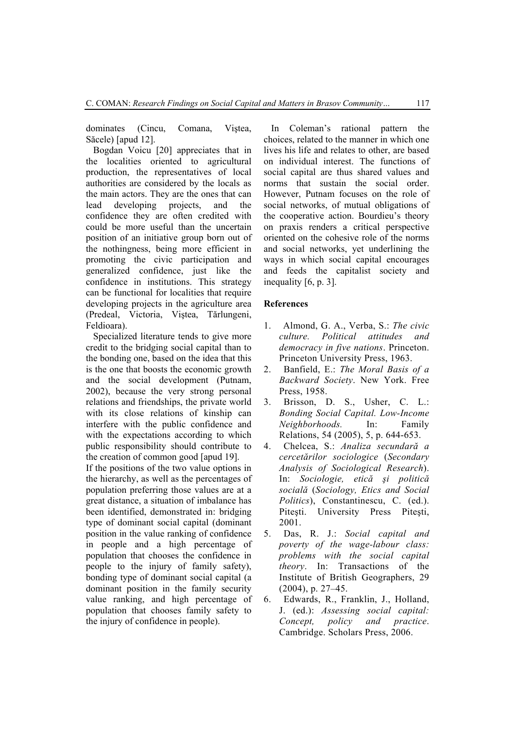dominates (Cincu, Comana, Viştea, Săcele) [apud 12].

Bogdan Voicu [20] appreciates that in the localities oriented to agricultural production, the representatives of local authorities are considered by the locals as the main actors. They are the ones that can lead developing projects, and the confidence they are often credited with could be more useful than the uncertain position of an initiative group born out of the nothingness, being more efficient in promoting the civic participation and generalized confidence, just like the confidence in institutions. This strategy can be functional for localities that require developing projects in the agriculture area (Predeal, Victoria, Viştea, Tărlungeni, Feldioara).

Specialized literature tends to give more credit to the bridging social capital than to the bonding one, based on the idea that this is the one that boosts the economic growth and the social development (Putnam, 2002), because the very strong personal relations and friendships, the private world with its close relations of kinship can interfere with the public confidence and with the expectations according to which public responsibility should contribute to the creation of common good [apud 19].

If the positions of the two value options in the hierarchy, as well as the percentages of population preferring those values are at a great distance, a situation of imbalance has been identified, demonstrated in: bridging type of dominant social capital (dominant position in the value ranking of confidence in people and a high percentage of population that chooses the confidence in people to the injury of family safety), bonding type of dominant social capital (a dominant position in the family security value ranking, and high percentage of population that chooses family safety to the injury of confidence in people).

In Coleman's rational pattern the choices, related to the manner in which one lives his life and relates to other, are based on individual interest. The functions of social capital are thus shared values and norms that sustain the social order. However, Putnam focuses on the role of social networks, of mutual obligations of the cooperative action. Bourdieu's theory on praxis renders a critical perspective oriented on the cohesive role of the norms and social networks, yet underlining the ways in which social capital encourages and feeds the capitalist society and inequality [6, p. 3].

## References

1. Almond, G. A., Verba, S.: *The civic culture. Political attitudes and democracy in five nations*. Princeton. Princeton University Press, 1963.
2. Banfield, E.: *The Moral Basis of a Backward Society*. New York. Free Press, 1958.
3. Brisson, D. S., Usher, C. L.: *Bonding Social Capital. Low-Income Neighborhoods.* In: Family Relations, 54 (2005), 5, p. 644-653.
4. Chelcea, S.: *Analiza secundară a cercetărilor sociologice* (*Secondary Analysis of Sociological Research*). In: *Sociologie, etică şi politică socială* (*Sociology, Etics and Social Politics*), Constantinescu, C. (ed.). Piteşti. University Press Piteşti, 2001.
5. Das, R. J.: *Social capital and poverty of the wage-labour class: problems with the social capital theory*. In: Transactions of the Institute of British Geographers, 29 (2004), p. 27–45.
6. Edwards, R., Franklin, J., Holland, J. (ed.): *Assessing social capital: Concept, policy and practice*. Cambridge. Scholars Press, 2006.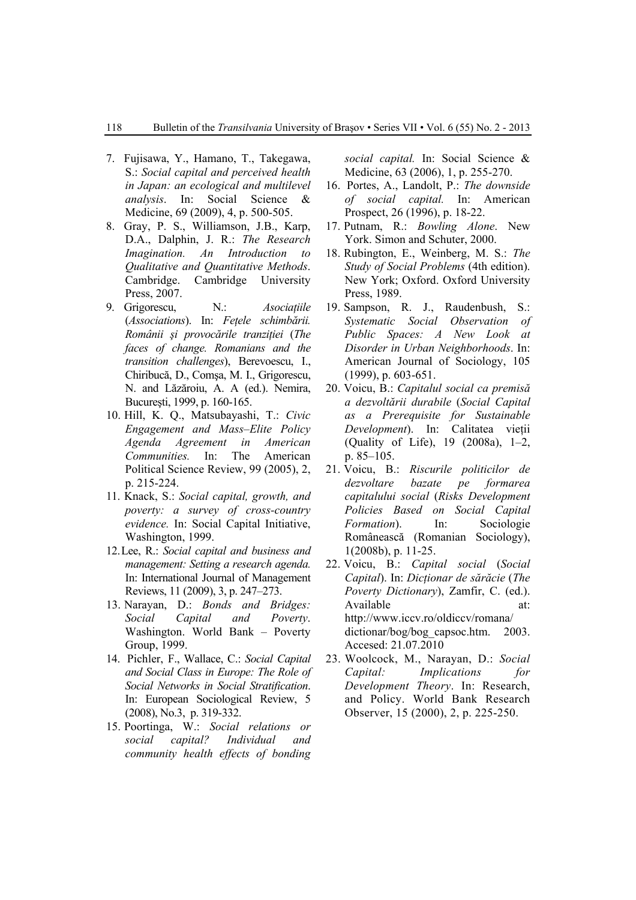7. Fujisawa, Y., Hamano, T., Takegawa, S.: *Social capital and perceived health in Japan: an ecological and multilevel analysis*. In: Social Science & Medicine, 69 (2009), 4, p. 500-505.
8. Gray, P. S., Williamson, J.B., Karp, D.A., Dalphin, J. R.: *The Research Imagination. An Introduction to Qualitative and Quantitative Methods*. Cambridge. Cambridge University Press, 2007.
9. Grigorescu, N.: *Asociațiile* (*Associations*). In: *Fețele schimbării. Românii şi provocările tranziției* (*The faces of change. Romanians and the transition challenges*), Berevoescu, I., Chiribucă, D., Comşa, M. I., Grigorescu, N. and Lăzăroiu, A. A (ed.). Nemira, Bucureşti, 1999, p. 160-165.
10. Hill, K. Q., Matsubayashi, T.: *Civic Engagement and Mass–Elite Policy Agenda Agreement in American Communities.* In: The American Political Science Review, 99 (2005), 2, p. 215-224.
11. Knack, S.: *Social capital, growth, and poverty: a survey of cross-country evidence.* In: Social Capital Initiative, Washington, 1999.
12. Lee, R.: *Social capital and business and management: Setting a research agenda.* In: International Journal of Management Reviews, 11 (2009), 3, p. 247–273.
13. Narayan, D.: *Bonds and Bridges: Social Capital and Poverty*. Washington. World Bank – Poverty Group, 1999.
14. Pichler, F., Wallace, C.: *Social Capital and Social Class in Europe: The Role of Social Networks in Social Stratification.* In: European Sociological Review, 5 (2008), No.3, p. 319-332.
15. Poortinga, W.: *Social relations or social capital? Individual and community health effects of bonding social capital.* In: Social Science & Medicine, 63 (2006), 1, p. 255-270.
16. Portes, A., Landolt, P.: *The downside of social capital.* In: American Prospect, 26 (1996), p. 18-22.
17. Putnam, R.: *Bowling Alone*. New York. Simon and Schuter, 2000.
18. Rubington, E., Weinberg, M. S.: *The Study of Social Problems* (4th edition). New York; Oxford. Oxford University Press, 1989.
19. Sampson, R. J., Raudenbush, S.: *Systematic Social Observation of Public Spaces: A New Look at Disorder in Urban Neighborhoods*. In: American Journal of Sociology, 105 (1999), p. 603-651.
20. Voicu, B.: *Capitalul social ca premisă a dezvoltării durabile* (*Social Capital as a Prerequisite for Sustainable Development*). In: Calitatea vieții (Quality of Life), 19 (2008a), 1–2, p. 85–105.
21. Voicu, B.: *Riscurile politicilor de dezvoltare bazate pe formarea capitalului social* (*Risks Development Policies Based on Social Capital Formation*). In: Sociologie Românească (Romanian Sociology), 1(2008b), p. 11-25.
22. Voicu, B.: *Capital social* (*Social Capital*). In: *Dicționar de sărăcie* (*The Poverty Dictionary*), Zamfir, C. (ed.). Available at: http://www.iccv.ro/oldiccv/romana/dictionar/bog/bog_capsoc.htm. 2003. Accesed: 21.07.2010
23. Woolcock, M., Narayan, D.: *Social Capital: Implications for Development Theory*. In: Research, and Policy. World Bank Research Observer, 15 (2000), 2, p. 225-250.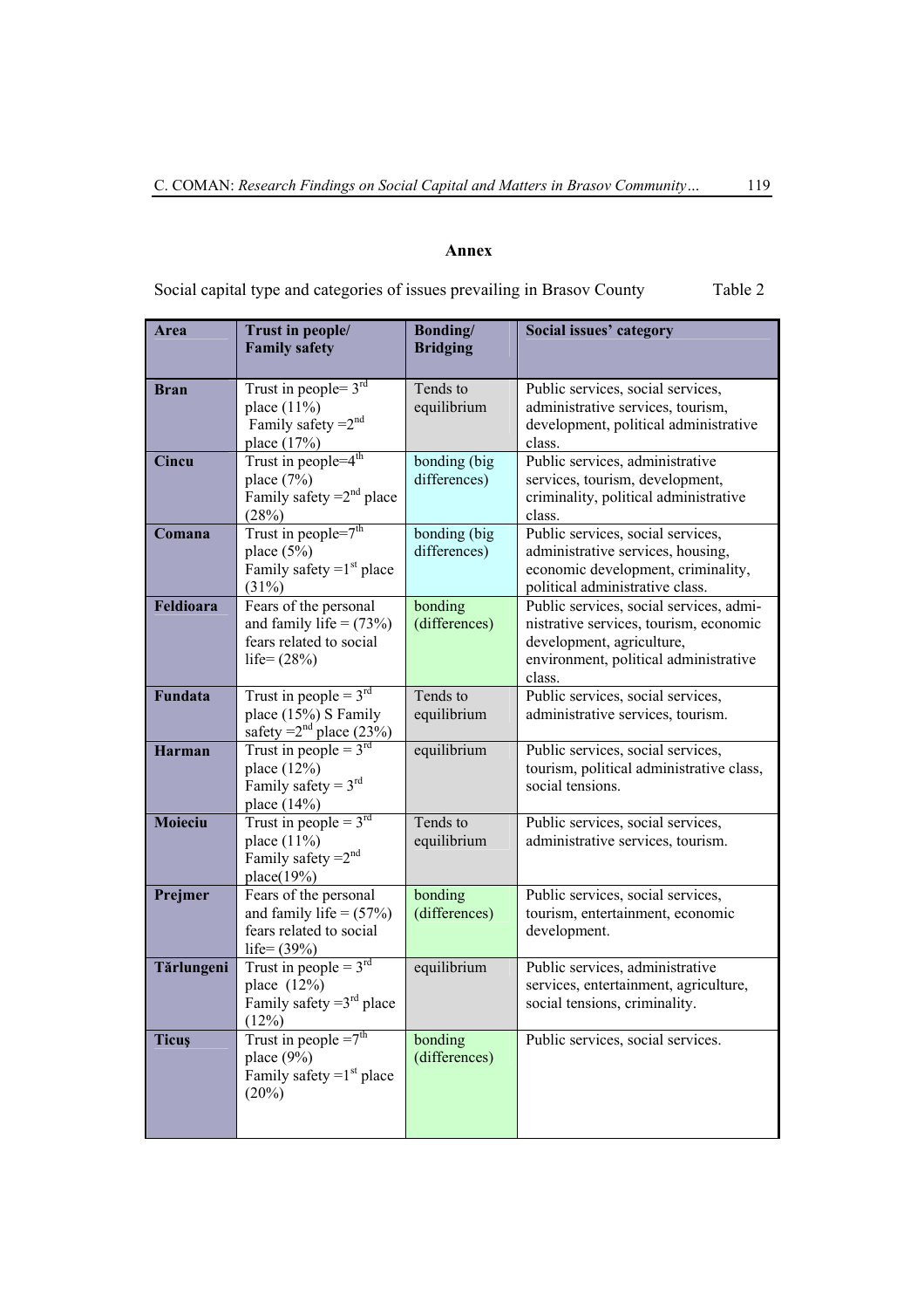## Annex

Social capital type and categories of issues prevailing in Brasov County Table 2

| Area | Trust in people/ Family safety | Bonding/ Bridging | Social issues' category |
|---|---|---|---|
| **Bran** | Trust in people= 3rd place (11%) Family safety =2nd place (17%) | Tends to equilibrium | Public services, social services, administrative services, tourism, development, political administrative class. |
| **Cincu** | Trust in people=4th place (7%) Family safety =2nd place (28%) | bonding (big differences) | Public services, administrative services, tourism, development, criminality, political administrative class. |
| **Comana** | Trust in people=7th place (5%) Family safety =1st place (31%) | bonding (big differences) | Public services, social services, administrative services, housing, economic development, criminality, political administrative class. |
| **Feldioara** | Fears of the personal and family life = (73%) fears related to social life= (28%) | bonding (differences) | Public services, social services, administrative services, tourism, economic development, agriculture, environment, political administrative class. |
| **Fundata** | Trust in people = 3rd place (15%) S Family safety =2nd place (23%) | Tends to equilibrium | Public services, social services, administrative services, tourism. |
| **Harman** | Trust in people = 3rd place (12%) Family safety = 3rd place (14%) | equilibrium | Public services, social services, tourism, political administrative class, social tensions. |
| **Moieciu** | Trust in people = 3rd place (11%) Family safety =2nd place(19%) | Tends to equilibrium | Public services, social services, administrative services, tourism. |
| **Prejmer** | Fears of the personal and family life = (57%) fears related to social life= (39%) | bonding (differences) | Public services, social services, tourism, entertainment, economic development. |
| **Tărlungeni** | Trust in people = 3rd place (12%) Family safety =3rd place (12%) | equilibrium | Public services, administrative services, entertainment, agriculture, social tensions, criminality. |
| **Ticuş** | Trust in people =7th place (9%) Family safety =1st place (20%) | bonding (differences) | Public services, social services. |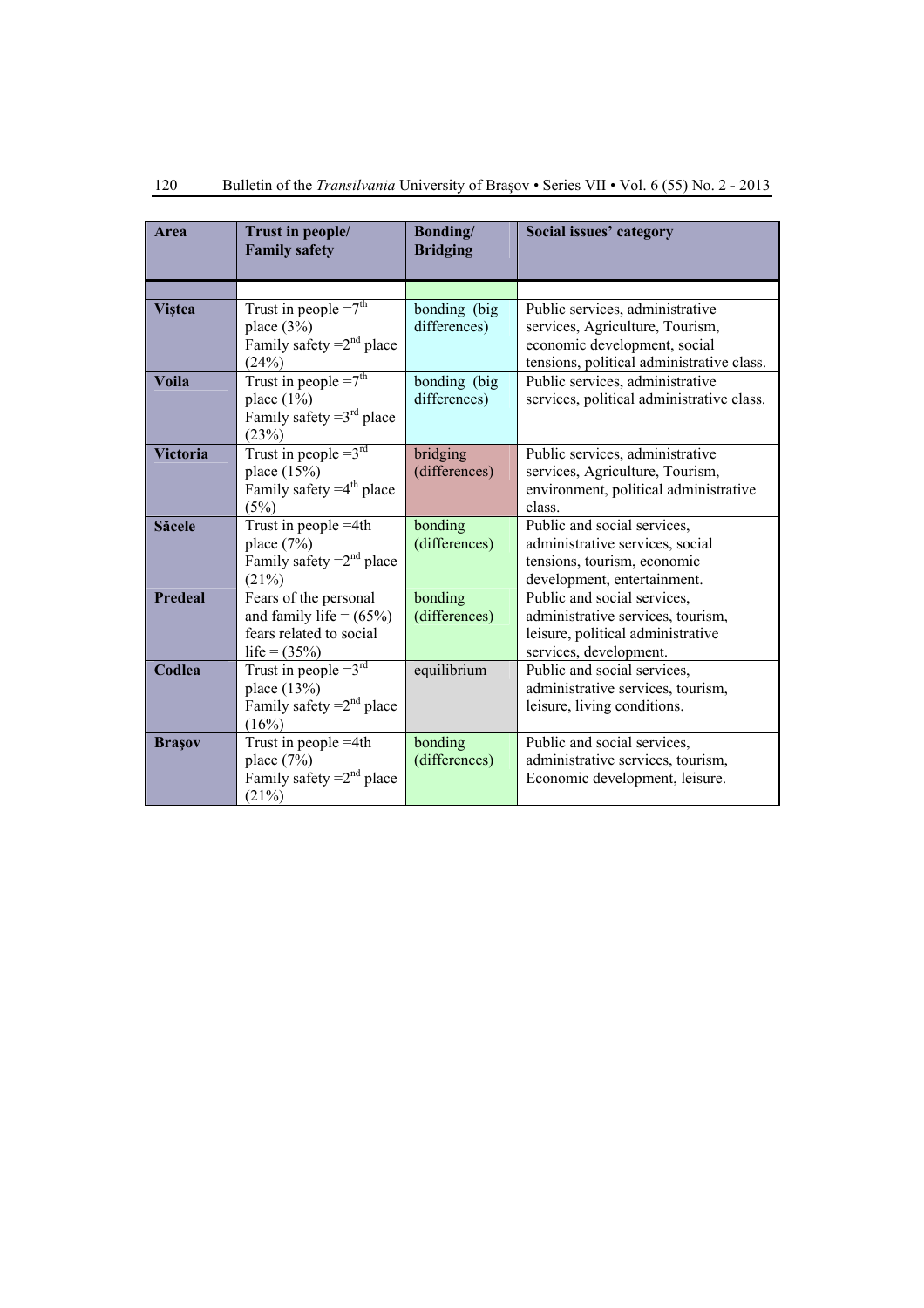| Area | Trust in people/ Family safety | Bonding/ Bridging | Social issues' category |
|---|---|---|---|
| | | | |
| **Viştea** | Trust in people =7th place (3%) Family safety =2nd place (24%) | bonding (big differences) | Public services, administrative services, Agriculture, Tourism, economic development, social tensions, political administrative class. |
| **Voila** | Trust in people =7th place (1%) Family safety =3rd place (23%) | bonding (big differences) | Public services, administrative services, political administrative class. |
| **Victoria** | Trust in people =3rd place (15%) Family safety =4th place (5%) | bridging (differences) | Public services, administrative services, Agriculture, Tourism, environment, political administrative class. |
| **Săcele** | Trust in people =4th place (7%) Family safety =2nd place (21%) | bonding (differences) | Public and social services, administrative services, social tensions, tourism, economic development, entertainment. |
| **Predeal** | Fears of the personal and family life = (65%) fears related to social life = (35%) | bonding (differences) | Public and social services, administrative services, tourism, leisure, political administrative services, development. |
| **Codlea** | Trust in people =3rd place (13%) Family safety =2nd place (16%) | equilibrium | Public and social services, administrative services, tourism, leisure, living conditions. |
| **Braşov** | Trust in people =4th place (7%) Family safety =2nd place (21%) | bonding (differences) | Public and social services, administrative services, tourism, Economic development, leisure. |